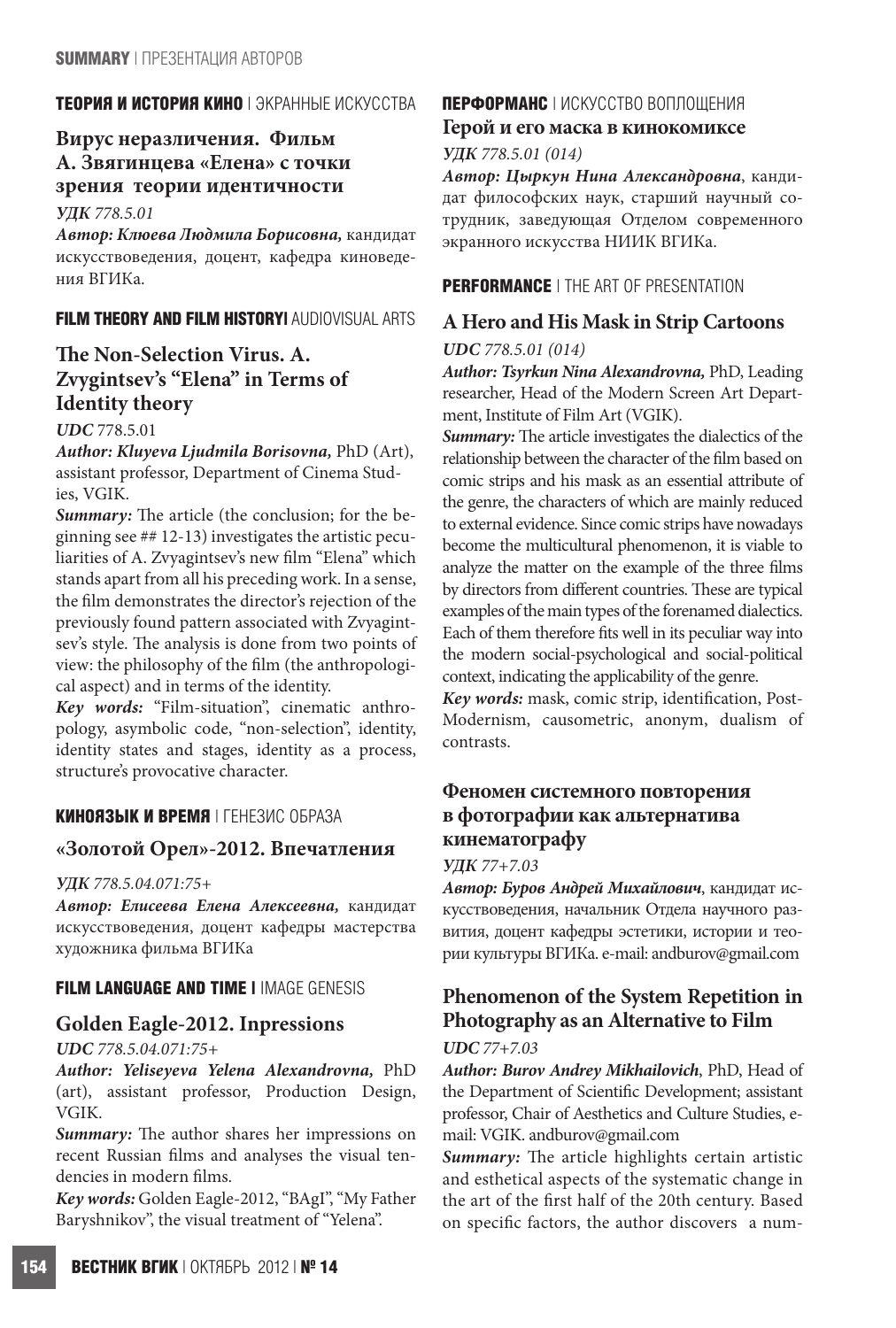**SUMMARY** | ПРЕЗЕНТАЦИЯ АВТОРОВ

**ТЕОРИЯ И ИСТОРИЯ КИНО** | ЭКРАННЫЕ ИСКУССТВА

## Вирус неразличения. Фильм А. Звягинцева «Елена» с точки зрения теории идентичности

*УДК 778.5.01*

***Автор: Клюева Людмила Борисовна,*** кандидат искусствоведения, доцент, кафедра киноведения ВГИКа.

**FILM THEORY AND FILM HISTORY**| AUDIOVISUAL ARTS

## The Non-Selection Virus. A. Zvygintsev's "Elena" in Terms of Identity theory

***UDC*** 778.5.01

***Author: Kluyeva Ljudmila Borisovna,*** PhD (Art), assistant professor, Department of Cinema Studies, VGIK.

***Summary:*** The article (the conclusion; for the beginning see ## 12-13) investigates the artistic peculiarities of A. Zvyagintsev's new film "Elena" which stands apart from all his preceding work. In a sense, the film demonstrates the director's rejection of the previously found pattern associated with Zvyagintsev's style. The analysis is done from two points of view: the philosophy of the film (the anthropological aspect) and in terms of the identity.

***Key words:*** "Film-situation", cinematic anthropology, asymbolic code, "non-selection", identity, identity states and stages, identity as a process, structure's provocative character.

**КИНОЯЗЫК И ВРЕМЯ** | ГЕНЕЗИС ОБРАЗА

## «Золотой Орел»-2012. Впечатления

*УДК 778.5.04.071:75+*

***Автор: Елисеева Елена Алексеевна,*** кандидат искусствоведения, доцент кафедры мастерства художника фильма ВГИКа

**FILM LANGUAGE AND TIME |** IMAGE GENESIS

## Golden Eagle-2012. Inpressions

***UDC*** *778.5.04.071:75+*

***Author: Yeliseyeva Yelena Alexandrovna,*** PhD (art), assistant professor, Production Design, VGIK.

***Summary:*** The author shares her impressions on recent Russian films and analyses the visual tendencies in modern films.

***Key words:*** Golden Eagle-2012, "BAgI", "My Father Baryshnikov", the visual treatment of "Yelena".

**ПЕРФОРМАНС** | ИСКУССТВО ВОПЛОЩЕНИЯ

## Герой и его маска в кинокомиксе

*УДК 778.5.01 (014)*

***Автор: Цыркун Нина Александровна***, кандидат философских наук, старший научный сотрудник, заведующая Отделом современного экранного искусства НИИК ВГИКа.

**PERFORMANCE** | THE ART OF PRESENTATION

## A Hero and His Mask in Strip Cartoons

***UDC*** *778.5.01 (014)*

***Author: Tsyrkun Nina Alexandrovna,*** PhD, Leading researcher, Head of the Modern Screen Art Department, Institute of Film Art (VGIK).

***Summary:*** The article investigates the dialectics of the relationship between the character of the film based on comic strips and his mask as an essential attribute of the genre, the characters of which are mainly reduced to external evidence. Since comic strips have nowadays become the multicultural phenomenon, it is viable to analyze the matter on the example of the three films by directors from different countries. These are typical examples of the main types of the forenamed dialectics. Each of them therefore fits well in its peculiar way into the modern social-psychological and social-political context, indicating the applicability of the genre.

***Key words:*** mask, comic strip, identification, Post-Modernism, causometric, anonym, dualism of contrasts.

## Феномен системного повторения в фотографии как альтернатива кинематографу

*УДК 77+7.03*

***Автор: Буров Андрей Михайлович***, кандидат искусствоведения, начальник Отдела научного развития, доцент кафедры эстетики, истории и теории культуры ВГИКа. e-mail: andburov@gmail.com

## Phenomenon of the System Repetition in Photography as an Alternative to Film

***UDC*** *77+7.03*

***Author: Burov Andrey Mikhailovich***, PhD, Head of the Department of Scientific Development; assistant professor, Chair of Aesthetics and Culture Studies, e-mail: VGIK. andburov@gmail.com

***Summary:*** The article highlights certain artistic and esthetical aspects of the systematic change in the art of the first half of the 20th century. Based on specific factors, the author discovers a num-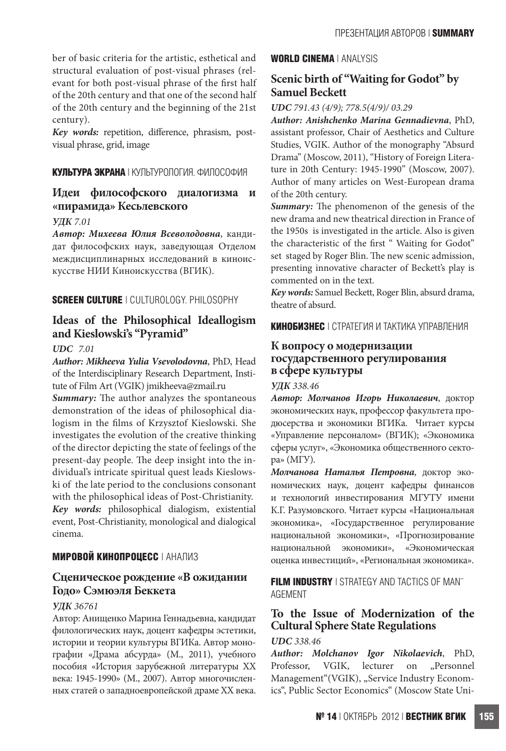ber of basic criteria for the artistic, esthetical and structural evaluation of post-visual phrases (relevant for both post-visual phrase of the first half of the 20th century and that one of the second half of the 20th century and the beginning of the 21st century).

***Key words:*** repetition, difference, phrasism, post-visual phrase, grid, image

**КУЛЬТУРА ЭКРАНА** | КУЛЬТУРОЛОГИЯ. ФИЛОСОФИЯ

## Идеи философского диалогизма и «пирамида» Кесьлевского

***УДК 7.01***

***Автор: Михеева Юлия Всеволодовна***, кандидат философских наук, заведующая Отделом междисциплинарных исследований в киноискусстве НИИ Киноискусства (ВГИК).

**SCREEN CULTURE** | CULTUROLOGY. PHILOSOPHY

## Ideas of the Philosophical Ideallogism and Kieslowski's "Pyramid"

***UDC 7.01***

***Author: Mikheeva Yulia Vsevolodovna***, PhD, Head of the Interdisciplinary Research Department, Institute of Film Art (VGIK) jmikheeva@zmail.ru

***Summary:*** The author analyzes the spontaneous demonstration of the ideas of philosophical dialogism in the films of Krzysztof Kieslowski. She investigates the evolution of the creative thinking of the director depicting the state of feelings of the present-day people. The deep insight into the individual's intricate spiritual quest leads Kieslowski of the late period to the conclusions consonant with the philosophical ideas of Post-Christianity.

***Key words:*** philosophical dialogism, existential event, Post-Christianity, monological and dialogical cinema.

**МИРОВОЙ КИНОПРОЦЕСС** | АНАЛИЗ

## Сценическое рождение «В ожидании Годо» Сэмюэля Беккета

***УДК 36761***

Автор: Анищенко Марина Геннадьевна, кандидат филологических наук, доцент кафедры эстетики, истории и теории культуры ВГИКа. Автор монографии «Драма абсурда» (М., 2011), учебного пособия «История зарубежной литературы XX века: 1945-1990» (М., 2007). Автор многочисленных статей о западноевропейской драме XX века.

**WORLD CINEMA** | ANALYSIS

## Scenic birth of "Waiting for Godot" by Samuel Beckett

***UDC 791.43 (4/9); 778.5(4/9)/ 03.29***

***Author: Anishchenko Marina Gennadievna***, PhD, assistant professor, Chair of Aesthetics and Culture Studies, VGIK. Author of the monography "Absurd Drama" (Moscow, 2011), "History of Foreign Literature in 20th Century: 1945-1990" (Moscow, 2007). Author of many articles on West-European drama of the 20th century.

***Summary:*** The phenomenon of the genesis of the new drama and new theatrical direction in France of the 1950s is investigated in the article. Also is given the characteristic of the first " Waiting for Godot" set staged by Roger Blin. The new scenic admission, presenting innovative character of Beckett's play is commented on in the text.

***Key words:*** Samuel Beckett, Roger Blin, absurd drama, theatre of absurd.

**КИНОБИЗНЕС** | СТРАТЕГИЯ И ТАКТИКА УПРАВЛЕНИЯ

## К вопросу о модернизации государственного регулирования в сфере культуры

***УДК 338.46***

***Автор: Молчанов Игорь Николаевич***, доктор экономических наук, профессор факультета продюсерства и экономики ВГИКа. Читает курсы «Управление персоналом» (ВГИК); «Экономика сферы услуг», «Экономика общественного сектора» (МГУ).

***Молчанова Наталья Петровна***, доктор экономических наук, доцент кафедры финансов и технологий инвестирования МГУТУ имени К.Г. Разумовского. Читает курсы «Национальная экономика», «Государственное регулирование национальной экономики», «Прогнозирование национальной экономики», «Экономическая оценка инвестиций», «Региональная экономика».

**FILM INDUSTRY** | STRATEGY AND TACTICS OF MANAGEMENT

## To the Issue of Modernization of the Cultural Sphere State Regulations

***UDC 338.46***

***Author: Molchanov Igor Nikolaevich***, PhD, Professor, VGIK, lecturer on „Personnel Management"(VGIK), „Service Industry Economics", Public Sector Economics" (Moscow State Uni-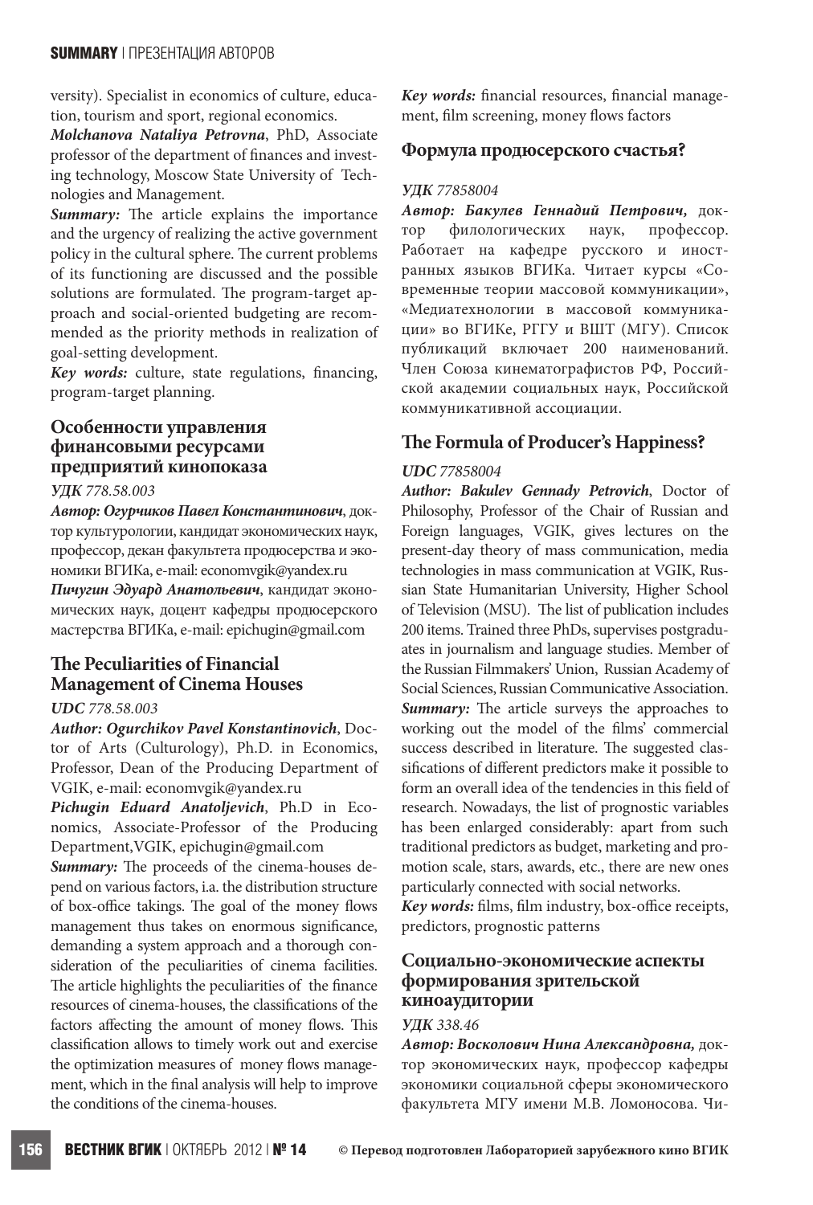versity). Specialist in economics of culture, education, tourism and sport, regional economics.

***Molchanova Nataliya Petrovna***, PhD, Associate professor of the department of finances and investing technology, Moscow State University of Technologies and Management.

***Summary:*** The article explains the importance and the urgency of realizing the active government policy in the cultural sphere. The current problems of its functioning are discussed and the possible solutions are formulated. The program-target approach and social-oriented budgeting are recommended as the priority methods in realization of goal-setting development.

***Key words:*** culture, state regulations, financing, program-target planning.

## Особенности управления финансовыми ресурсами предприятий кинопоказа

***УДК*** *778.58.003*

***Автор: Огурчиков Павел Константинович***, доктор культурологии, кандидат экономических наук, профессор, декан факультета продюсерства и экономики ВГИКа, e-mail: economvgik@yandex.ru

***Пичугин Эдуард Анатольевич***, кандидат экономических наук, доцент кафедры продюсерского мастерства ВГИКа, e-mail: epichugin@gmail.com

## The Peculiarities of Financial Management of Cinema Houses

***UDC*** *778.58.003*

***Author: Ogurchikov Pavel Konstantinovich***, Doctor of Arts (Culturology), Ph.D. in Economics, Professor, Dean of the Producing Department of VGIK, e-mail: economvgik@yandex.ru

***Pichugin Eduard Anatoljevich***, Ph.D in Economics, Associate-Professor of the Producing Department,VGIK, epichugin@gmail.com

***Summary:*** The proceeds of the cinema-houses depend on various factors, i.a. the distribution structure of box-office takings. The goal of the money flows management thus takes on enormous significance, demanding a system approach and a thorough consideration of the peculiarities of cinema facilities. The article highlights the peculiarities of the finance resources of cinema-houses, the classifications of the factors affecting the amount of money flows. This classification allows to timely work out and exercise the optimization measures of money flows management, which in the final analysis will help to improve the conditions of the cinema-houses.

***Key words:*** financial resources, financial management, film screening, money flows factors

## Формула продюсерского счастья?

***УДК*** *77858004*

***Автор: Бакулев Геннадий Петрович,*** доктор филологических наук, профессор. Работает на кафедре русского и иностранных языков ВГИКа. Читает курсы «Современные теории массовой коммуникации», «Медиатехнологии в массовой коммуникации» во ВГИКе, РГГУ и ВШТ (МГУ). Список публикаций включает 200 наименований. Член Союза кинематографистов РФ, Российской академии социальных наук, Российской коммуникативной ассоциации.

## The Formula of Producer's Happiness?

***UDC*** *77858004*

***Author: Bakulev Gennady Petrovich***, Doctor of Philosophy, Professor of the Chair of Russian and Foreign languages, VGIK, gives lectures on the present-day theory of mass communication, media technologies in mass communication at VGIK, Russian State Humanitarian University, Higher School of Television (MSU). The list of publication includes 200 items. Trained three PhDs, supervises postgraduates in journalism and language studies. Member of the Russian Filmmakers' Union, Russian Academy of Social Sciences, Russian Communicative Association.

***Summary:*** The article surveys the approaches to working out the model of the films' commercial success described in literature. The suggested classifications of different predictors make it possible to form an overall idea of the tendencies in this field of research. Nowadays, the list of prognostic variables has been enlarged considerably: apart from such traditional predictors as budget, marketing and promotion scale, stars, awards, etc., there are new ones particularly connected with social networks.

***Key words:*** films, film industry, box-office receipts, predictors, prognostic patterns

## Социально-экономические аспекты формирования зрительской киноаудитории

***УДК*** *338.46*

***Автор: Восколович Нина Александровна,*** доктор экономических наук, профессор кафедры экономики социальной сферы экономического факультета МГУ имени М.В. Ломоносова. Чи-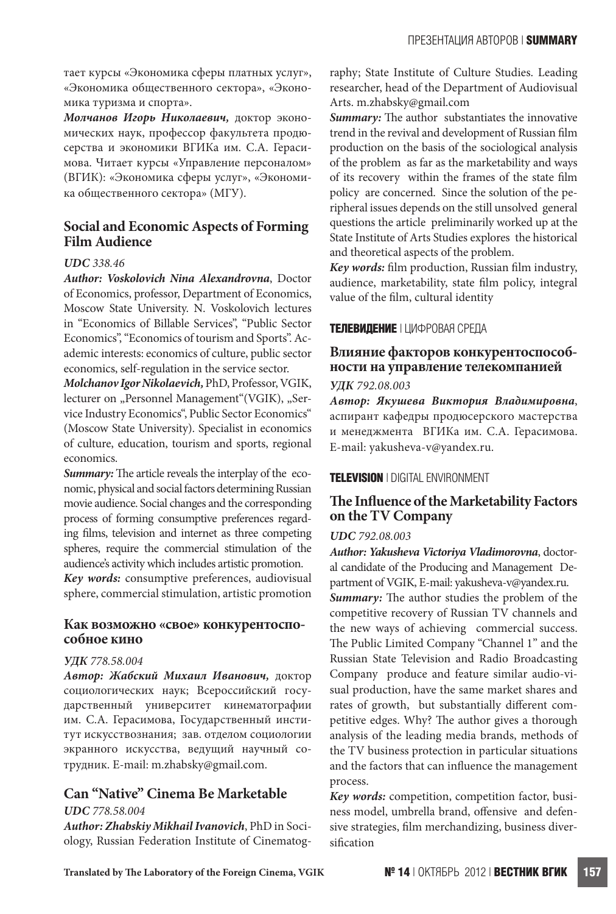тает курсы «Экономика сферы платных услуг», «Экономика общественного сектора», «Экономика туризма и спорта».

***Молчанов Игорь Николаевич,*** доктор экономических наук, профессор факультета продюсерства и экономики ВГИКа им. С.А. Герасимова. Читает курсы «Управление персоналом» (ВГИК): «Экономика сферы услуг», «Экономика общественного сектора» (МГУ).

## Social and Economic Aspects of Forming Film Audience

***UDC*** *338.46*

***Author: Voskolovich Nina Alexandrovna***, Doctor of Economics, professor, Department of Economics, Moscow State University. N. Voskolovich lectures in "Economics of Billable Services", "Public Sector Economics", "Economics of tourism and Sports". Academic interests: economics of culture, public sector economics, self-regulation in the service sector.

***Molchanov Igor Nikolaevich,*** PhD, Professor, VGIK, lecturer on „Personnel Management"(VGIK), „Service Industry Economics", Public Sector Economics" (Moscow State University). Specialist in economics of culture, education, tourism and sports, regional economics.

***Summary:*** The article reveals the interplay of the economic, physical and social factors determining Russian movie audience. Social changes and the corresponding process of forming consumptive preferences regarding films, television and internet as three competing spheres, require the commercial stimulation of the audience's activity which includes artistic promotion.

***Key words:*** consumptive preferences, audiovisual sphere, commercial stimulation, artistic promotion

## Как возможно «свое» конкурентоспособное кино

***УДК*** *778.58.004*

***Автор: Жабский Михаил Иванович,*** доктор социологических наук; Всероссийский государственный университет кинематографии им. С.А. Герасимова, Государственный институт искусствознания; зав. отделом социологии экранного искусства, ведущий научный сотрудник. E-mail: m.zhabsky@gmail.com.

## Can "Native" Cinema Be Marketable

***UDC*** *778.58.004*

***Author: Zhabskiy Mikhail Ivanovich***, PhD in Sociology, Russian Federation Institute of Cinematography; State Institute of Culture Studies. Leading researcher, head of the Department of Audiovisual Arts. m.zhabsky@gmail.com

***Summary:*** The author substantiates the innovative trend in the revival and development of Russian film production on the basis of the sociological analysis of the problem as far as the marketability and ways of its recovery within the frames of the state film policy are concerned. Since the solution of the peripheral issues depends on the still unsolved general questions the article preliminarily worked up at the State Institute of Arts Studies explores the historical and theoretical aspects of the problem.

***Key words:*** film production, Russian film industry, audience, marketability, state film policy, integral value of the film, cultural identity

**ТЕЛЕВИДЕНИЕ** | ЦИФРОВАЯ СРЕДА

## Влияние факторов конкурентоспособности на управление телекомпанией

***УДК*** *792.08.003*

***Автор: Якушева Виктория Владимировна***, аспирант кафедры продюсерского мастерства и менеджмента ВГИКа им. С.А. Герасимова. E-mail: yakusheva-v@yandex.ru.

**TELEVISION** | DIGITAL ENVIRONMENT

## The Influence of the Marketability Factors on the TV Company

***UDC*** *792.08.003*

***Author: Yakusheva Victoriya Vladimorovna***, doctoral candidate of the Producing and Management Department of VGIK, E-mail: yakusheva-v@yandex.ru.

***Summary:*** The author studies the problem of the competitive recovery of Russian TV channels and the new ways of achieving commercial success. The Public Limited Company "Channel 1" and the Russian State Television and Radio Broadcasting Company produce and feature similar audio-visual production, have the same market shares and rates of growth, but substantially different competitive edges. Why? The author gives a thorough analysis of the leading media brands, methods of the TV business protection in particular situations and the factors that can influence the management process.

***Key words:*** competition, competition factor, business model, umbrella brand, offensive and defensive strategies, film merchandizing, business diversification

**Translated by The Laboratory of the Foreign Cinema, VGIK**